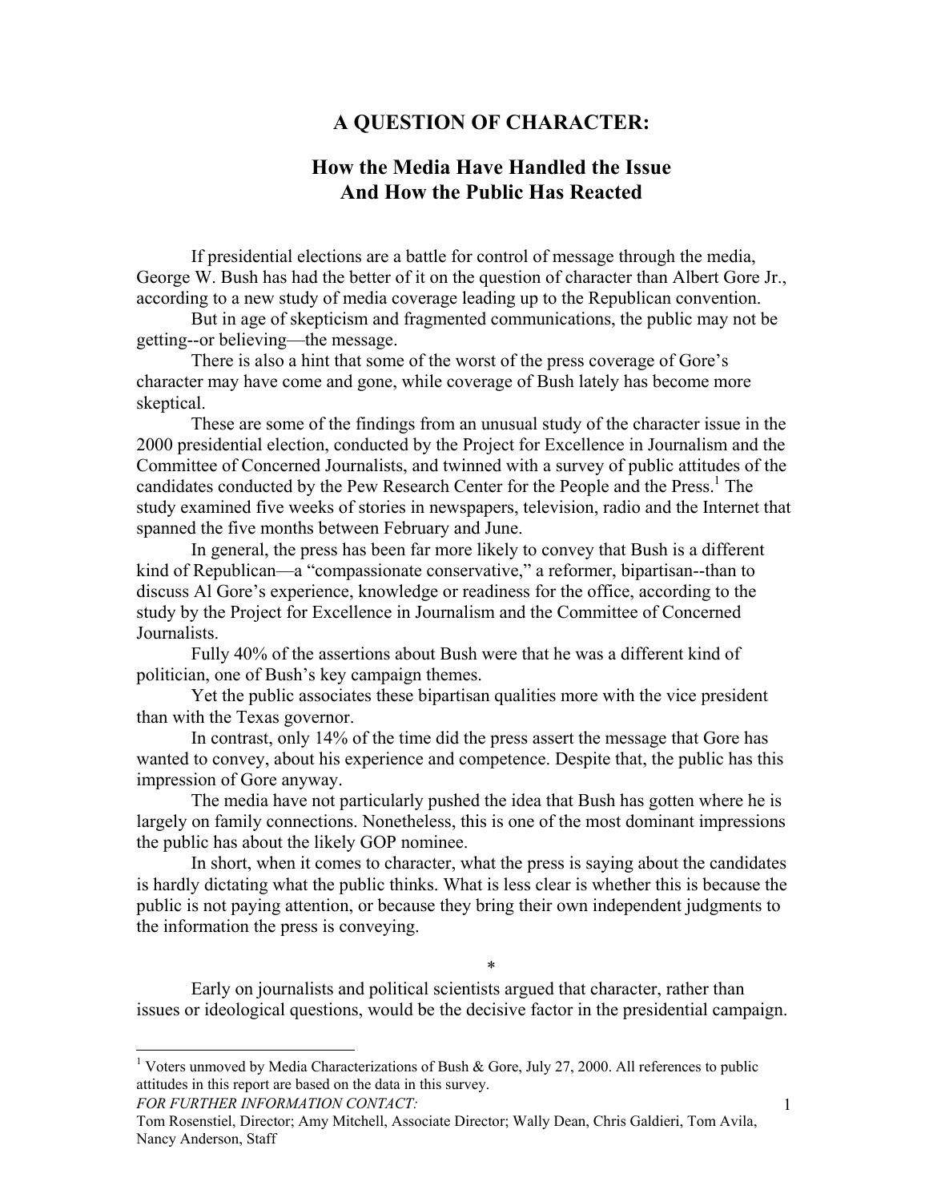# A QUESTION OF CHARACTER:

## How the Media Have Handled the Issue And How the Public Has Reacted

If presidential elections are a battle for control of message through the media, George W. Bush has had the better of it on the question of character than Albert Gore Jr., according to a new study of media coverage leading up to the Republican convention.

But in age of skepticism and fragmented communications, the public may not be getting--or believing—the message.

There is also a hint that some of the worst of the press coverage of Gore's character may have come and gone, while coverage of Bush lately has become more skeptical.

These are some of the findings from an unusual study of the character issue in the 2000 presidential election, conducted by the Project for Excellence in Journalism and the Committee of Concerned Journalists, and twinned with a survey of public attitudes of the candidates conducted by the Pew Research Center for the People and the Press.[1] The study examined five weeks of stories in newspapers, television, radio and the Internet that spanned the five months between February and June.

In general, the press has been far more likely to convey that Bush is a different kind of Republican—a "compassionate conservative," a reformer, bipartisan--than to discuss Al Gore's experience, knowledge or readiness for the office, according to the study by the Project for Excellence in Journalism and the Committee of Concerned Journalists.

Fully 40% of the assertions about Bush were that he was a different kind of politician, one of Bush's key campaign themes.

Yet the public associates these bipartisan qualities more with the vice president than with the Texas governor.

In contrast, only 14% of the time did the press assert the message that Gore has wanted to convey, about his experience and competence. Despite that, the public has this impression of Gore anyway.

The media have not particularly pushed the idea that Bush has gotten where he is largely on family connections. Nonetheless, this is one of the most dominant impressions the public has about the likely GOP nominee.

In short, when it comes to character, what the press is saying about the candidates is hardly dictating what the public thinks. What is less clear is whether this is because the public is not paying attention, or because they bring their own independent judgments to the information the press is conveying.

*

Early on journalists and political scientists argued that character, rather than issues or ideological questions, would be the decisive factor in the presidential campaign.

---

[1] Voters unmoved by Media Characterizations of Bush & Gore, July 27, 2000. All references to public attitudes in this report are based on the data in this survey.

*FOR FURTHER INFORMATION CONTACT:*

Tom Rosenstiel, Director; Amy Mitchell, Associate Director; Wally Dean, Chris Galdieri, Tom Avila, Nancy Anderson, Staff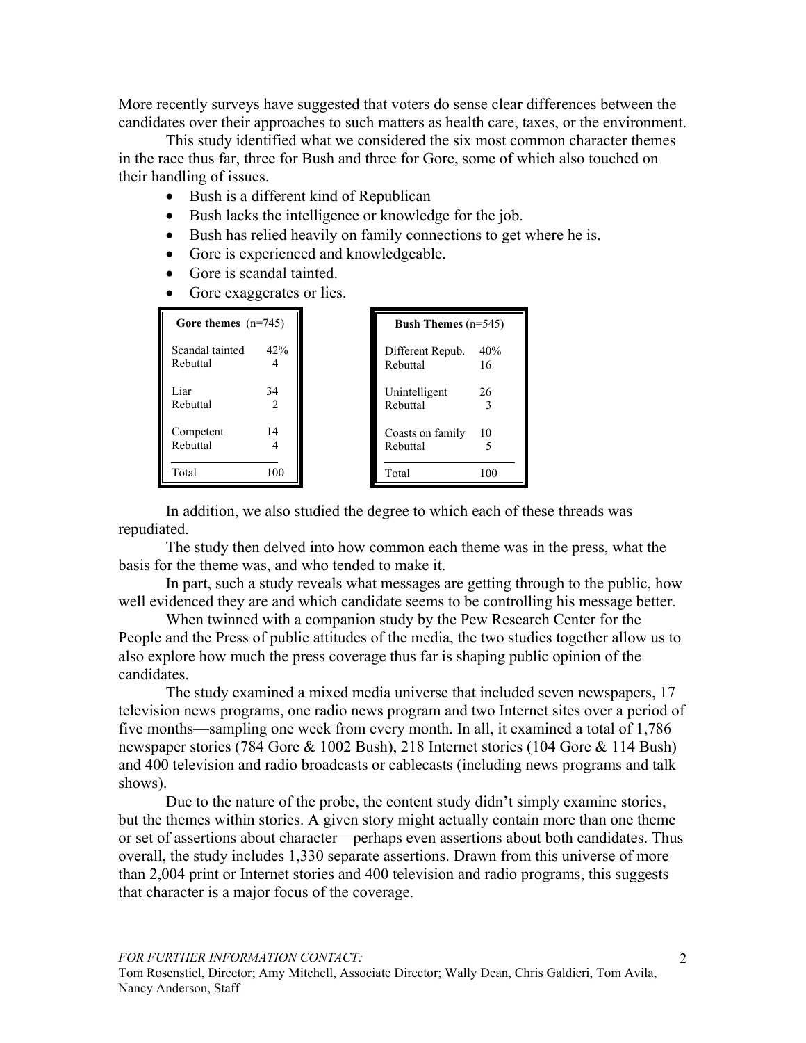More recently surveys have suggested that voters do sense clear differences between the candidates over their approaches to such matters as health care, taxes, or the environment.

This study identified what we considered the six most common character themes in the race thus far, three for Bush and three for Gore, some of which also touched on their handling of issues.

- Bush is a different kind of Republican
- Bush lacks the intelligence or knowledge for the job.
- Bush has relied heavily on family connections to get where he is.
- Gore is experienced and knowledgeable.
- Gore is scandal tainted.
- Gore exaggerates or lies.

| **Gore themes** (n=745) | |
|---|---|
| Scandal tainted | 42% |
| Rebuttal | 4 |
| Liar | 34 |
| Rebuttal | 2 |
| Competent | 14 |
| Rebuttal | 4 |
| Total | 100 |

| **Bush Themes** (n=545) | |
|---|---|
| Different Repub. | 40% |
| Rebuttal | 16 |
| Unintelligent | 26 |
| Rebuttal | 3 |
| Coasts on family | 10 |
| Rebuttal | 5 |
| Total | 100 |

In addition, we also studied the degree to which each of these threads was repudiated.

The study then delved into how common each theme was in the press, what the basis for the theme was, and who tended to make it.

In part, such a study reveals what messages are getting through to the public, how well evidenced they are and which candidate seems to be controlling his message better.

When twinned with a companion study by the Pew Research Center for the People and the Press of public attitudes of the media, the two studies together allow us to also explore how much the press coverage thus far is shaping public opinion of the candidates.

The study examined a mixed media universe that included seven newspapers, 17 television news programs, one radio news program and two Internet sites over a period of five months—sampling one week from every month. In all, it examined a total of 1,786 newspaper stories (784 Gore & 1002 Bush), 218 Internet stories (104 Gore & 114 Bush) and 400 television and radio broadcasts or cablecasts (including news programs and talk shows).

Due to the nature of the probe, the content study didn't simply examine stories, but the themes within stories. A given story might actually contain more than one theme or set of assertions about character—perhaps even assertions about both candidates. Thus overall, the study includes 1,330 separate assertions. Drawn from this universe of more than 2,004 print or Internet stories and 400 television and radio programs, this suggests that character is a major focus of the coverage.

*FOR FURTHER INFORMATION CONTACT:*
Tom Rosenstiel, Director; Amy Mitchell, Associate Director; Wally Dean, Chris Galdieri, Tom Avila, Nancy Anderson, Staff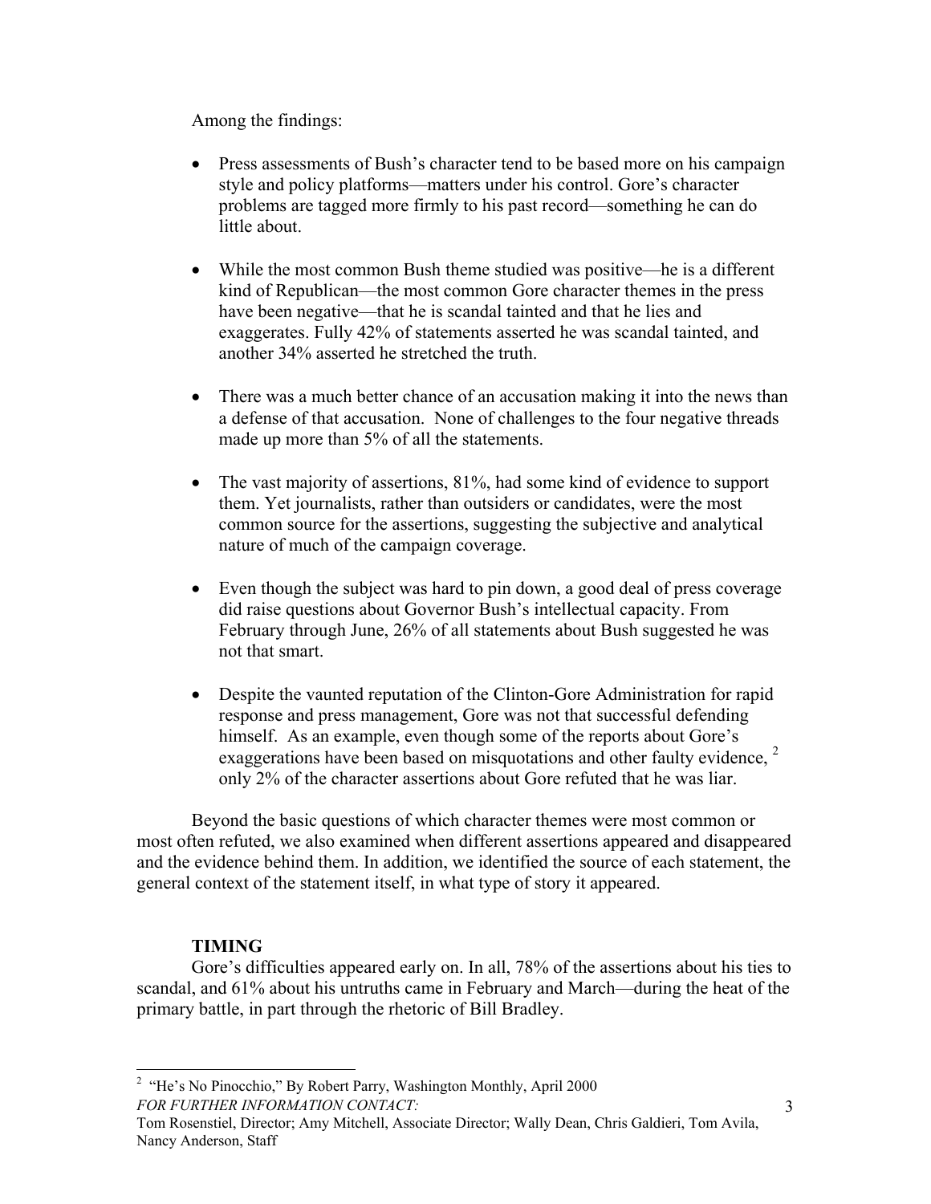Among the findings:

- Press assessments of Bush's character tend to be based more on his campaign style and policy platforms—matters under his control. Gore's character problems are tagged more firmly to his past record—something he can do little about.

- While the most common Bush theme studied was positive—he is a different kind of Republican—the most common Gore character themes in the press have been negative—that he is scandal tainted and that he lies and exaggerates. Fully 42% of statements asserted he was scandal tainted, and another 34% asserted he stretched the truth.

- There was a much better chance of an accusation making it into the news than a defense of that accusation. None of challenges to the four negative threads made up more than 5% of all the statements.

- The vast majority of assertions, 81%, had some kind of evidence to support them. Yet journalists, rather than outsiders or candidates, were the most common source for the assertions, suggesting the subjective and analytical nature of much of the campaign coverage.

- Even though the subject was hard to pin down, a good deal of press coverage did raise questions about Governor Bush's intellectual capacity. From February through June, 26% of all statements about Bush suggested he was not that smart.

- Despite the vaunted reputation of the Clinton-Gore Administration for rapid response and press management, Gore was not that successful defending himself. As an example, even though some of the reports about Gore's exaggerations have been based on misquotations and other faulty evidence, [2] only 2% of the character assertions about Gore refuted that he was liar.

Beyond the basic questions of which character themes were most common or most often refuted, we also examined when different assertions appeared and disappeared and the evidence behind them. In addition, we identified the source of each statement, the general context of the statement itself, in what type of story it appeared.

### TIMING

Gore's difficulties appeared early on. In all, 78% of the assertions about his ties to scandal, and 61% about his untruths came in February and March—during the heat of the primary battle, in part through the rhetoric of Bill Bradley.

[2] "He's No Pinocchio," By Robert Parry, Washington Monthly, April 2000

*FOR FURTHER INFORMATION CONTACT:*
Tom Rosenstiel, Director; Amy Mitchell, Associate Director; Wally Dean, Chris Galdieri, Tom Avila, Nancy Anderson, Staff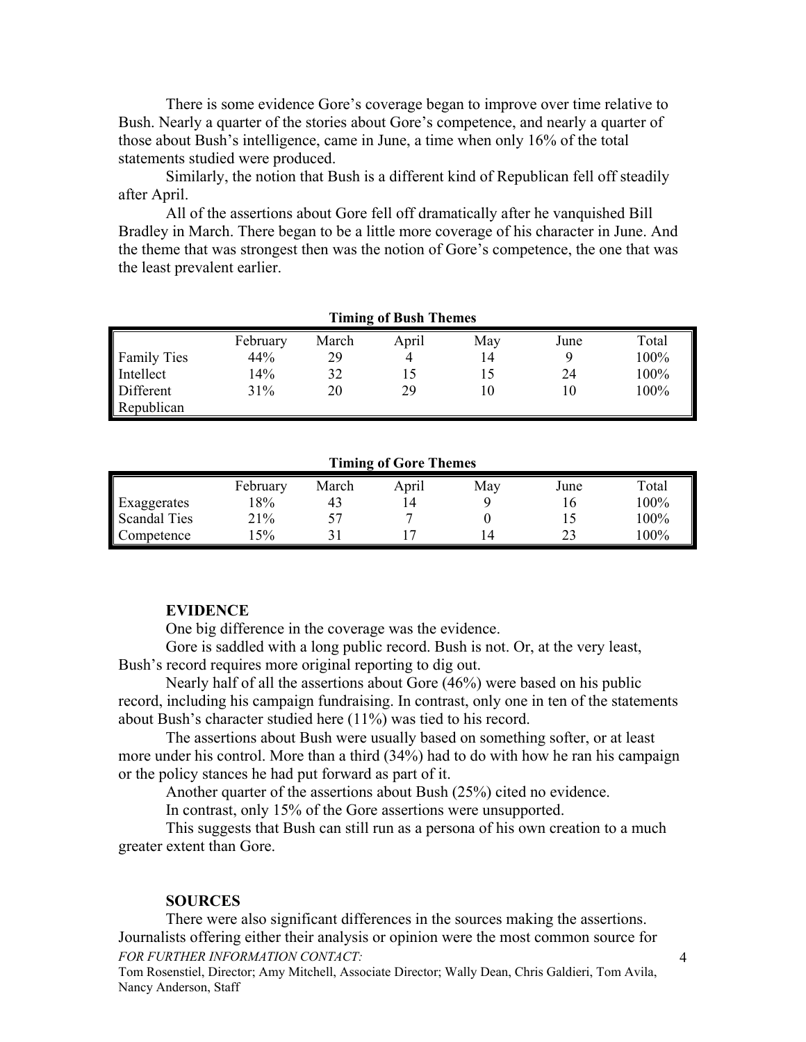There is some evidence Gore's coverage began to improve over time relative to Bush. Nearly a quarter of the stories about Gore's competence, and nearly a quarter of those about Bush's intelligence, came in June, a time when only 16% of the total statements studied were produced.

Similarly, the notion that Bush is a different kind of Republican fell off steadily after April.

All of the assertions about Gore fell off dramatically after he vanquished Bill Bradley in March. There began to be a little more coverage of his character in June. And the theme that was strongest then was the notion of Gore's competence, the one that was the least prevalent earlier.

**Timing of Bush Themes**

| | February | March | April | May | June | Total |
|---|---|---|---|---|---|---|
| Family Ties | 44% | 29 | 4 | 14 | 9 | 100% |
| Intellect | 14% | 32 | 15 | 15 | 24 | 100% |
| Different Republican | 31% | 20 | 29 | 10 | 10 | 100% |

**Timing of Gore Themes**

| | February | March | April | May | June | Total |
|---|---|---|---|---|---|---|
| Exaggerates | 18% | 43 | 14 | 9 | 16 | 100% |
| Scandal Ties | 21% | 57 | 7 | 0 | 15 | 100% |
| Competence | 15% | 31 | 17 | 14 | 23 | 100% |

**EVIDENCE**

One big difference in the coverage was the evidence.

Gore is saddled with a long public record. Bush is not. Or, at the very least, Bush's record requires more original reporting to dig out.

Nearly half of all the assertions about Gore (46%) were based on his public record, including his campaign fundraising. In contrast, only one in ten of the statements about Bush's character studied here (11%) was tied to his record.

The assertions about Bush were usually based on something softer, or at least more under his control. More than a third (34%) had to do with how he ran his campaign or the policy stances he had put forward as part of it.

Another quarter of the assertions about Bush (25%) cited no evidence.

In contrast, only 15% of the Gore assertions were unsupported.

This suggests that Bush can still run as a persona of his own creation to a much greater extent than Gore.

**SOURCES**

There were also significant differences in the sources making the assertions. Journalists offering either their analysis or opinion were the most common source for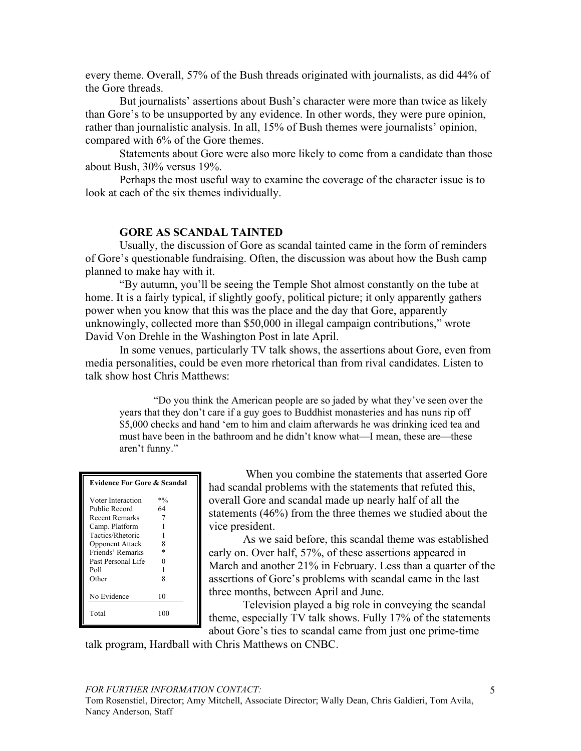every theme. Overall, 57% of the Bush threads originated with journalists, as did 44% of the Gore threads.

But journalists' assertions about Bush's character were more than twice as likely than Gore's to be unsupported by any evidence. In other words, they were pure opinion, rather than journalistic analysis. In all, 15% of Bush themes were journalists' opinion, compared with 6% of the Gore themes.

Statements about Gore were also more likely to come from a candidate than those about Bush, 30% versus 19%.

Perhaps the most useful way to examine the coverage of the character issue is to look at each of the six themes individually.

### GORE AS SCANDAL TAINTED

Usually, the discussion of Gore as scandal tainted came in the form of reminders of Gore's questionable fundraising. Often, the discussion was about how the Bush camp planned to make hay with it.

"By autumn, you'll be seeing the Temple Shot almost constantly on the tube at home. It is a fairly typical, if slightly goofy, political picture; it only apparently gathers power when you know that this was the place and the day that Gore, apparently unknowingly, collected more than $50,000 in illegal campaign contributions," wrote David Von Drehle in the Washington Post in late April.

In some venues, particularly TV talk shows, the assertions about Gore, even from media personalities, could be even more rhetorical than from rival candidates. Listen to talk show host Chris Matthews:

> "Do you think the American people are so jaded by what they've seen over the years that they don't care if a guy goes to Buddhist monasteries and has nuns rip off $5,000 checks and hand 'em to him and claim afterwards he was drinking iced tea and must have been in the bathroom and he didn't know what—I mean, these are—these aren't funny."

| Evidence For Gore & Scandal | |
|---|---|
| Voter Interaction | *% |
| Public Record | 64 |
| Recent Remarks | 7 |
| Camp. Platform | 1 |
| Tactics/Rhetoric | 1 |
| Opponent Attack | 8 |
| Friends' Remarks | * |
| Past Personal Life | 0 |
| Poll | 1 |
| Other | 8 |
| No Evidence | 10 |
| Total | 100 |

When you combine the statements that asserted Gore had scandal problems with the statements that refuted this, overall Gore and scandal made up nearly half of all the statements (46%) from the three themes we studied about the vice president.

As we said before, this scandal theme was established early on. Over half, 57%, of these assertions appeared in March and another 21% in February. Less than a quarter of the assertions of Gore's problems with scandal came in the last three months, between April and June.

Television played a big role in conveying the scandal theme, especially TV talk shows. Fully 17% of the statements about Gore's ties to scandal came from just one prime-time talk program, Hardball with Chris Matthews on CNBC.

*FOR FURTHER INFORMATION CONTACT:*
Tom Rosenstiel, Director; Amy Mitchell, Associate Director; Wally Dean, Chris Galdieri, Tom Avila, Nancy Anderson, Staff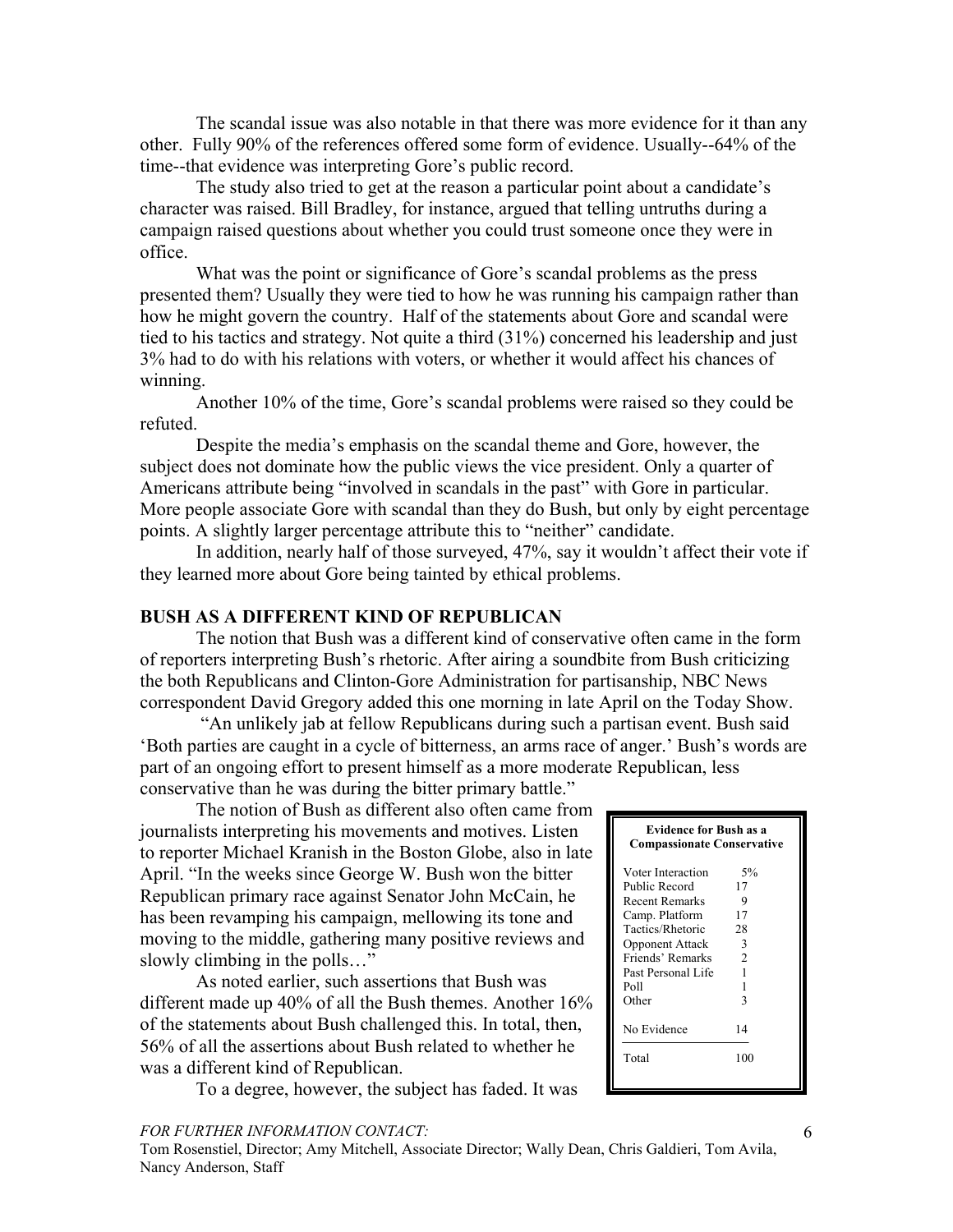The scandal issue was also notable in that there was more evidence for it than any other. Fully 90% of the references offered some form of evidence. Usually--64% of the time--that evidence was interpreting Gore's public record.

The study also tried to get at the reason a particular point about a candidate's character was raised. Bill Bradley, for instance, argued that telling untruths during a campaign raised questions about whether you could trust someone once they were in office.

What was the point or significance of Gore's scandal problems as the press presented them? Usually they were tied to how he was running his campaign rather than how he might govern the country. Half of the statements about Gore and scandal were tied to his tactics and strategy. Not quite a third (31%) concerned his leadership and just 3% had to do with his relations with voters, or whether it would affect his chances of winning.

Another 10% of the time, Gore's scandal problems were raised so they could be refuted.

Despite the media's emphasis on the scandal theme and Gore, however, the subject does not dominate how the public views the vice president. Only a quarter of Americans attribute being "involved in scandals in the past" with Gore in particular. More people associate Gore with scandal than they do Bush, but only by eight percentage points. A slightly larger percentage attribute this to "neither" candidate.

In addition, nearly half of those surveyed, 47%, say it wouldn't affect their vote if they learned more about Gore being tainted by ethical problems.

## BUSH AS A DIFFERENT KIND OF REPUBLICAN

The notion that Bush was a different kind of conservative often came in the form of reporters interpreting Bush's rhetoric. After airing a soundbite from Bush criticizing the both Republicans and Clinton-Gore Administration for partisanship, NBC News correspondent David Gregory added this one morning in late April on the Today Show.

"An unlikely jab at fellow Republicans during such a partisan event. Bush said 'Both parties are caught in a cycle of bitterness, an arms race of anger.' Bush's words are part of an ongoing effort to present himself as a more moderate Republican, less conservative than he was during the bitter primary battle."

The notion of Bush as different also often came from journalists interpreting his movements and motives. Listen to reporter Michael Kranish in the Boston Globe, also in late April. "In the weeks since George W. Bush won the bitter Republican primary race against Senator John McCain, he has been revamping his campaign, mellowing its tone and moving to the middle, gathering many positive reviews and slowly climbing in the polls…"

As noted earlier, such assertions that Bush was different made up 40% of all the Bush themes. Another 16% of the statements about Bush challenged this. In total, then, 56% of all the assertions about Bush related to whether he was a different kind of Republican.

To a degree, however, the subject has faded. It was

**Evidence for Bush as a Compassionate Conservative**

| Evidence | % |
|---|---|
| Voter Interaction | 5% |
| Public Record | 17 |
| Recent Remarks | 9 |
| Camp. Platform | 17 |
| Tactics/Rhetoric | 28 |
| Opponent Attack | 3 |
| Friends' Remarks | 2 |
| Past Personal Life | 1 |
| Poll | 1 |
| Other | 3 |
| No Evidence | 14 |
| Total | 100 |

*FOR FURTHER INFORMATION CONTACT:*
Tom Rosenstiel, Director; Amy Mitchell, Associate Director; Wally Dean, Chris Galdieri, Tom Avila, Nancy Anderson, Staff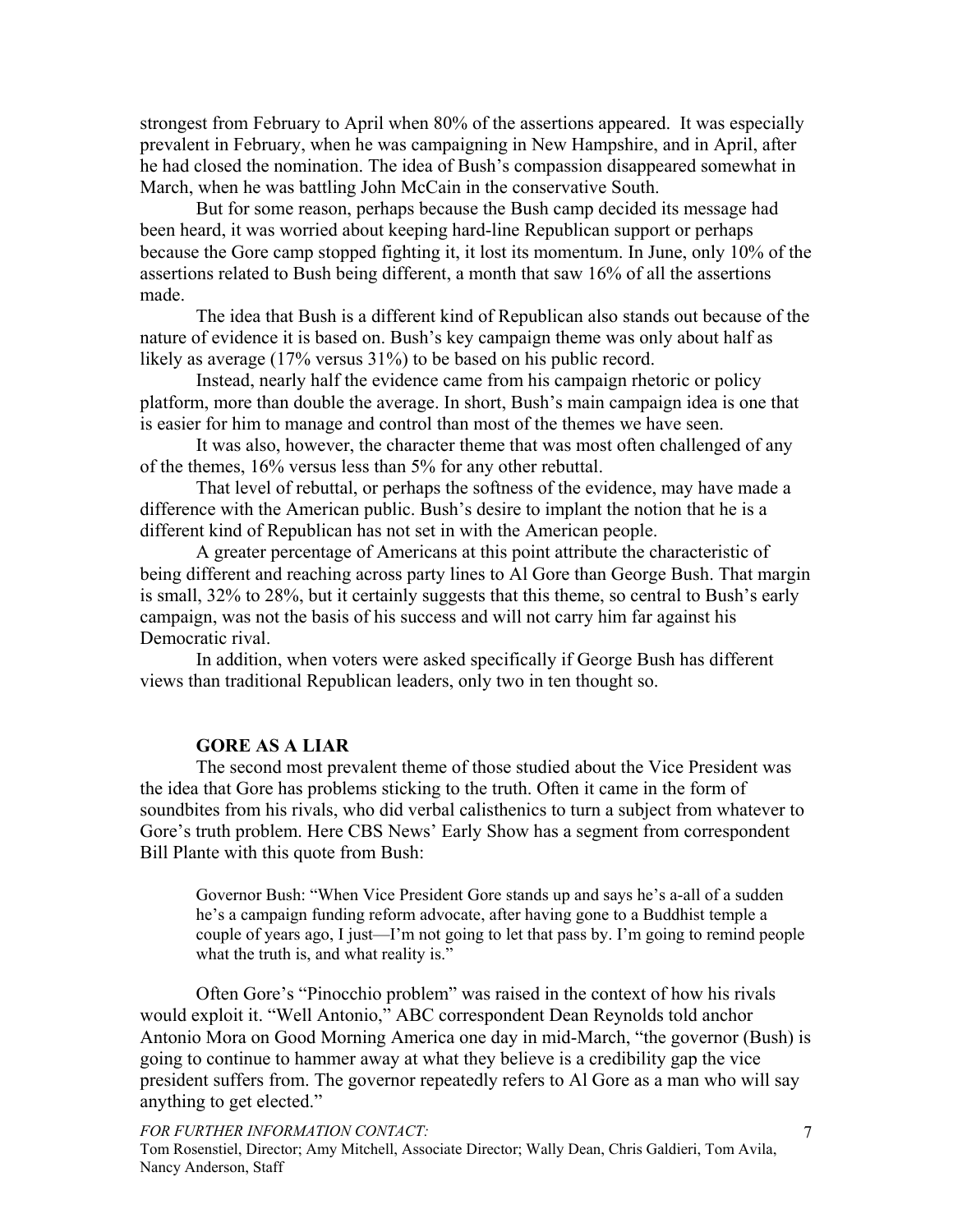strongest from February to April when 80% of the assertions appeared. It was especially prevalent in February, when he was campaigning in New Hampshire, and in April, after he had closed the nomination. The idea of Bush's compassion disappeared somewhat in March, when he was battling John McCain in the conservative South.

But for some reason, perhaps because the Bush camp decided its message had been heard, it was worried about keeping hard-line Republican support or perhaps because the Gore camp stopped fighting it, it lost its momentum. In June, only 10% of the assertions related to Bush being different, a month that saw 16% of all the assertions made.

The idea that Bush is a different kind of Republican also stands out because of the nature of evidence it is based on. Bush's key campaign theme was only about half as likely as average (17% versus 31%) to be based on his public record.

Instead, nearly half the evidence came from his campaign rhetoric or policy platform, more than double the average. In short, Bush's main campaign idea is one that is easier for him to manage and control than most of the themes we have seen.

It was also, however, the character theme that was most often challenged of any of the themes, 16% versus less than 5% for any other rebuttal.

That level of rebuttal, or perhaps the softness of the evidence, may have made a difference with the American public. Bush's desire to implant the notion that he is a different kind of Republican has not set in with the American people.

A greater percentage of Americans at this point attribute the characteristic of being different and reaching across party lines to Al Gore than George Bush. That margin is small, 32% to 28%, but it certainly suggests that this theme, so central to Bush's early campaign, was not the basis of his success and will not carry him far against his Democratic rival.

In addition, when voters were asked specifically if George Bush has different views than traditional Republican leaders, only two in ten thought so.

## GORE AS A LIAR

The second most prevalent theme of those studied about the Vice President was the idea that Gore has problems sticking to the truth. Often it came in the form of soundbites from his rivals, who did verbal calisthenics to turn a subject from whatever to Gore's truth problem. Here CBS News' Early Show has a segment from correspondent Bill Plante with this quote from Bush:

> Governor Bush: "When Vice President Gore stands up and says he's a-all of a sudden he's a campaign funding reform advocate, after having gone to a Buddhist temple a couple of years ago, I just—I'm not going to let that pass by. I'm going to remind people what the truth is, and what reality is."

Often Gore's "Pinocchio problem" was raised in the context of how his rivals would exploit it. "Well Antonio," ABC correspondent Dean Reynolds told anchor Antonio Mora on Good Morning America one day in mid-March, "the governor (Bush) is going to continue to hammer away at what they believe is a credibility gap the vice president suffers from. The governor repeatedly refers to Al Gore as a man who will say anything to get elected."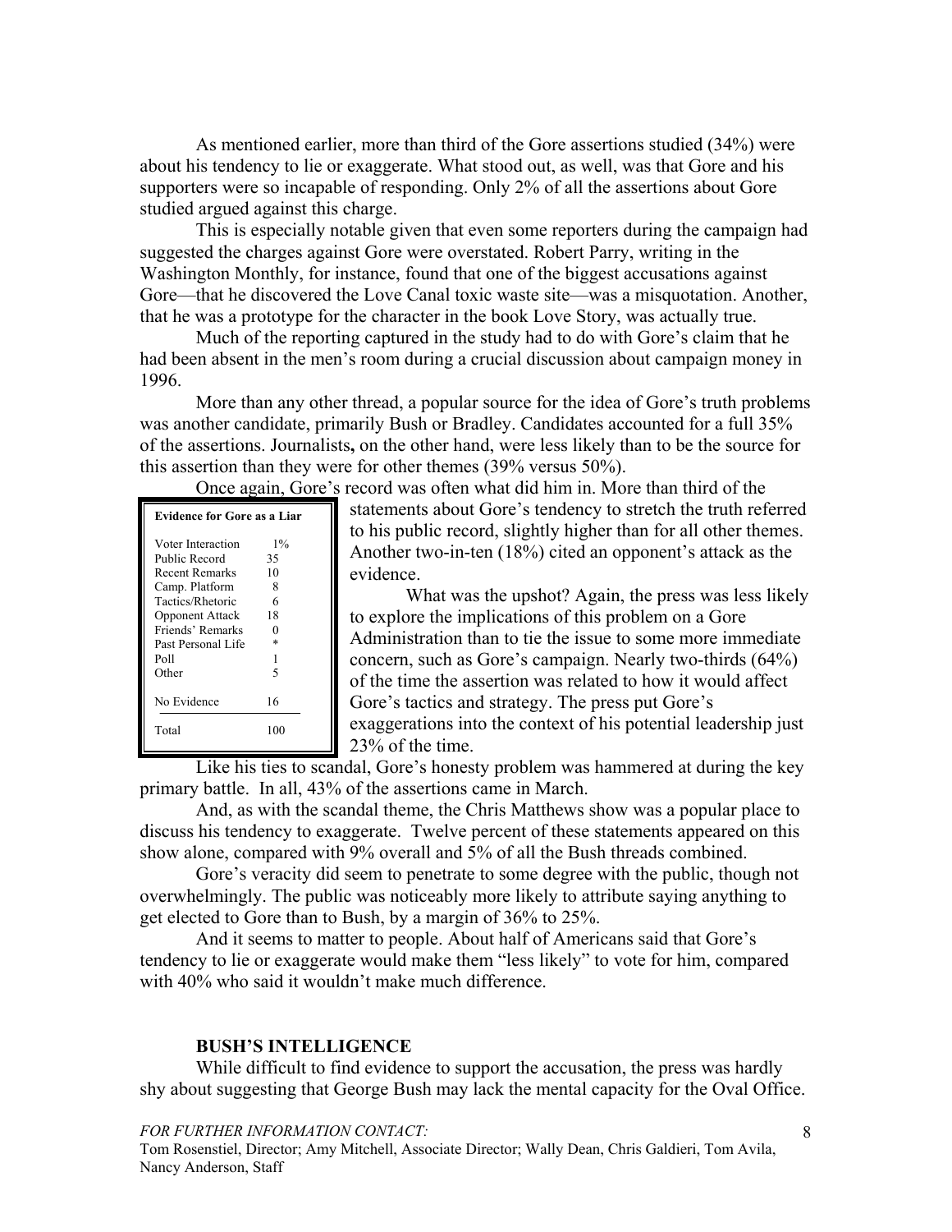As mentioned earlier, more than third of the Gore assertions studied (34%) were about his tendency to lie or exaggerate. What stood out, as well, was that Gore and his supporters were so incapable of responding. Only 2% of all the assertions about Gore studied argued against this charge.

This is especially notable given that even some reporters during the campaign had suggested the charges against Gore were overstated. Robert Parry, writing in the Washington Monthly, for instance, found that one of the biggest accusations against Gore—that he discovered the Love Canal toxic waste site—was a misquotation. Another, that he was a prototype for the character in the book Love Story, was actually true.

Much of the reporting captured in the study had to do with Gore's claim that he had been absent in the men's room during a crucial discussion about campaign money in 1996.

More than any other thread, a popular source for the idea of Gore's truth problems was another candidate, primarily Bush or Bradley. Candidates accounted for a full 35% of the assertions. Journalists**,** on the other hand, were less likely than to be the source for this assertion than they were for other themes (39% versus 50%).

Once again, Gore's record was often what did him in. More than third of the statements about Gore's tendency to stretch the truth referred to his public record, slightly higher than for all other themes. Another two-in-ten (18%) cited an opponent's attack as the evidence.

| Evidence for Gore as a Liar | |
|---|---|
| Voter Interaction | 1% |
| Public Record | 35 |
| Recent Remarks | 10 |
| Camp. Platform | 8 |
| Tactics/Rhetoric | 6 |
| Opponent Attack | 18 |
| Friends' Remarks | 0 |
| Past Personal Life | * |
| Poll | 1 |
| Other | 5 |
| No Evidence | 16 |
| Total | 100 |

What was the upshot? Again, the press was less likely to explore the implications of this problem on a Gore Administration than to tie the issue to some more immediate concern, such as Gore's campaign. Nearly two-thirds (64%) of the time the assertion was related to how it would affect Gore's tactics and strategy. The press put Gore's exaggerations into the context of his potential leadership just 23% of the time.

Like his ties to scandal, Gore's honesty problem was hammered at during the key primary battle. In all, 43% of the assertions came in March.

And, as with the scandal theme, the Chris Matthews show was a popular place to discuss his tendency to exaggerate. Twelve percent of these statements appeared on this show alone, compared with 9% overall and 5% of all the Bush threads combined.

Gore's veracity did seem to penetrate to some degree with the public, though not overwhelmingly. The public was noticeably more likely to attribute saying anything to get elected to Gore than to Bush, by a margin of 36% to 25%.

And it seems to matter to people. About half of Americans said that Gore's tendency to lie or exaggerate would make them "less likely" to vote for him, compared with 40% who said it wouldn't make much difference.

### BUSH'S INTELLIGENCE

While difficult to find evidence to support the accusation, the press was hardly shy about suggesting that George Bush may lack the mental capacity for the Oval Office.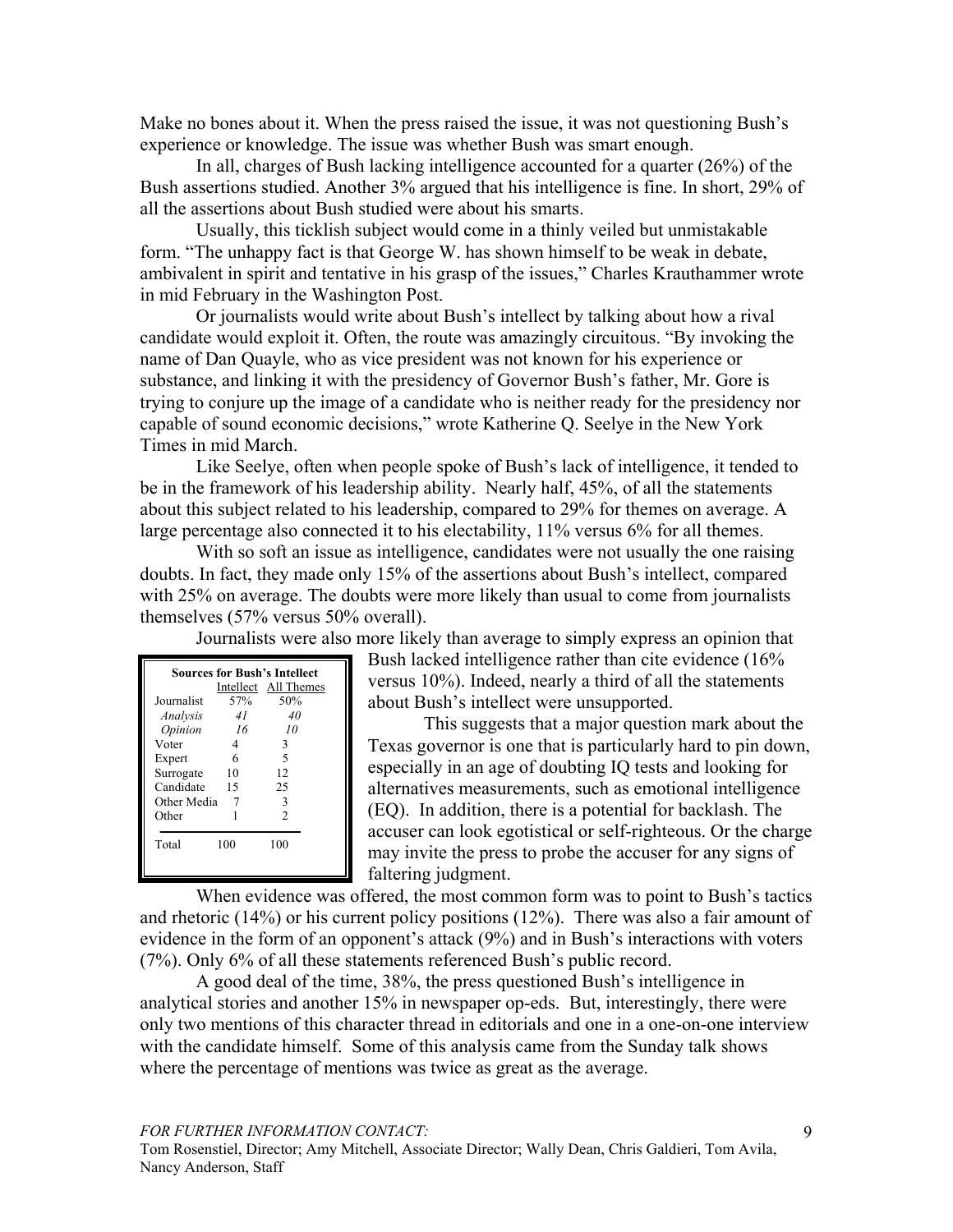Make no bones about it. When the press raised the issue, it was not questioning Bush's experience or knowledge. The issue was whether Bush was smart enough.

In all, charges of Bush lacking intelligence accounted for a quarter (26%) of the Bush assertions studied. Another 3% argued that his intelligence is fine. In short, 29% of all the assertions about Bush studied were about his smarts.

Usually, this ticklish subject would come in a thinly veiled but unmistakable form. "The unhappy fact is that George W. has shown himself to be weak in debate, ambivalent in spirit and tentative in his grasp of the issues," Charles Krauthammer wrote in mid February in the Washington Post.

Or journalists would write about Bush's intellect by talking about how a rival candidate would exploit it. Often, the route was amazingly circuitous. "By invoking the name of Dan Quayle, who as vice president was not known for his experience or substance, and linking it with the presidency of Governor Bush's father, Mr. Gore is trying to conjure up the image of a candidate who is neither ready for the presidency nor capable of sound economic decisions," wrote Katherine Q. Seelye in the New York Times in mid March.

Like Seelye, often when people spoke of Bush's lack of intelligence, it tended to be in the framework of his leadership ability. Nearly half, 45%, of all the statements about this subject related to his leadership, compared to 29% for themes on average. A large percentage also connected it to his electability, 11% versus 6% for all themes.

With so soft an issue as intelligence, candidates were not usually the one raising doubts. In fact, they made only 15% of the assertions about Bush's intellect, compared with 25% on average. The doubts were more likely than usual to come from journalists themselves (57% versus 50% overall).

Journalists were also more likely than average to simply express an opinion that Bush lacked intelligence rather than cite evidence (16% versus 10%). Indeed, nearly a third of all the statements about Bush's intellect were unsupported.

| Sources for Bush's Intellect | Intellect | All Themes |
|---|---|---|
| Journalist | 57% | 50% |
| *Analysis* | *41* | *40* |
| *Opinion* | *16* | *10* |
| Voter | 4 | 3 |
| Expert | 6 | 5 |
| Surrogate | 10 | 12 |
| Candidate | 15 | 25 |
| Other Media | 7 | 3 |
| Other | 1 | 2 |
| Total | 100 | 100 |

This suggests that a major question mark about the Texas governor is one that is particularly hard to pin down, especially in an age of doubting IQ tests and looking for alternatives measurements, such as emotional intelligence (EQ). In addition, there is a potential for backlash. The accuser can look egotistical or self-righteous. Or the charge may invite the press to probe the accuser for any signs of faltering judgment.

When evidence was offered, the most common form was to point to Bush's tactics and rhetoric (14%) or his current policy positions (12%). There was also a fair amount of evidence in the form of an opponent's attack (9%) and in Bush's interactions with voters (7%). Only 6% of all these statements referenced Bush's public record.

A good deal of the time, 38%, the press questioned Bush's intelligence in analytical stories and another 15% in newspaper op-eds. But, interestingly, there were only two mentions of this character thread in editorials and one in a one-on-one interview with the candidate himself. Some of this analysis came from the Sunday talk shows where the percentage of mentions was twice as great as the average.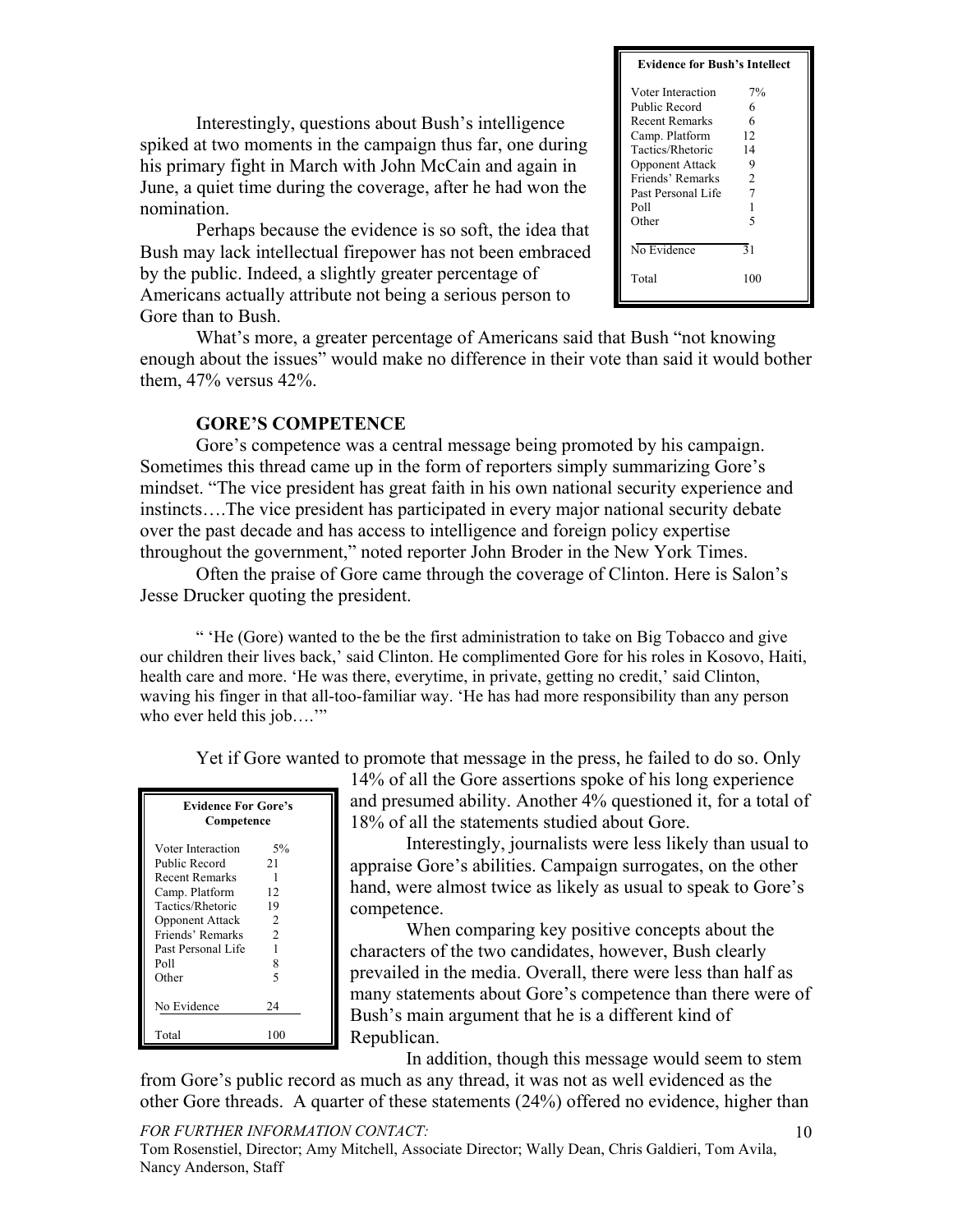| Evidence for Bush's Intellect | |
|---|---|
| Voter Interaction | 7% |
| Public Record | 6 |
| Recent Remarks | 6 |
| Camp. Platform | 12 |
| Tactics/Rhetoric | 14 |
| Opponent Attack | 9 |
| Friends' Remarks | 2 |
| Past Personal Life | 7 |
| Poll | 1 |
| Other | 5 |
| No Evidence | 31 |
| Total | 100 |

Interestingly, questions about Bush's intelligence spiked at two moments in the campaign thus far, one during his primary fight in March with John McCain and again in June, a quiet time during the coverage, after he had won the nomination.

Perhaps because the evidence is so soft, the idea that Bush may lack intellectual firepower has not been embraced by the public. Indeed, a slightly greater percentage of Americans actually attribute not being a serious person to Gore than to Bush.

What's more, a greater percentage of Americans said that Bush "not knowing enough about the issues" would make no difference in their vote than said it would bother them, 47% versus 42%.

**GORE'S COMPETENCE**

Gore's competence was a central message being promoted by his campaign. Sometimes this thread came up in the form of reporters simply summarizing Gore's mindset. "The vice president has great faith in his own national security experience and instincts….The vice president has participated in every major national security debate over the past decade and has access to intelligence and foreign policy expertise throughout the government," noted reporter John Broder in the New York Times.

Often the praise of Gore came through the coverage of Clinton. Here is Salon's Jesse Drucker quoting the president.

" 'He (Gore) wanted to the be the first administration to take on Big Tobacco and give our children their lives back,' said Clinton. He complimented Gore for his roles in Kosovo, Haiti, health care and more. 'He was there, everytime, in private, getting no credit,' said Clinton, waving his finger in that all-too-familiar way. 'He has had more responsibility than any person who ever held this job….'"

Yet if Gore wanted to promote that message in the press, he failed to do so. Only 14% of all the Gore assertions spoke of his long experience and presumed ability. Another 4% questioned it, for a total of 18% of all the statements studied about Gore.

| Evidence For Gore's Competence | |
|---|---|
| Voter Interaction | 5% |
| Public Record | 21 |
| Recent Remarks | 1 |
| Camp. Platform | 12 |
| Tactics/Rhetoric | 19 |
| Opponent Attack | 2 |
| Friends' Remarks | 2 |
| Past Personal Life | 1 |
| Poll | 8 |
| Other | 5 |
| No Evidence | 24 |
| Total | 100 |

Interestingly, journalists were less likely than usual to appraise Gore's abilities. Campaign surrogates, on the other hand, were almost twice as likely as usual to speak to Gore's competence.

When comparing key positive concepts about the characters of the two candidates, however, Bush clearly prevailed in the media. Overall, there were less than half as many statements about Gore's competence than there were of Bush's main argument that he is a different kind of Republican.

In addition, though this message would seem to stem from Gore's public record as much as any thread, it was not as well evidenced as the other Gore threads. A quarter of these statements (24%) offered no evidence, higher than

*FOR FURTHER INFORMATION CONTACT:*
Tom Rosenstiel, Director; Amy Mitchell, Associate Director; Wally Dean, Chris Galdieri, Tom Avila, Nancy Anderson, Staff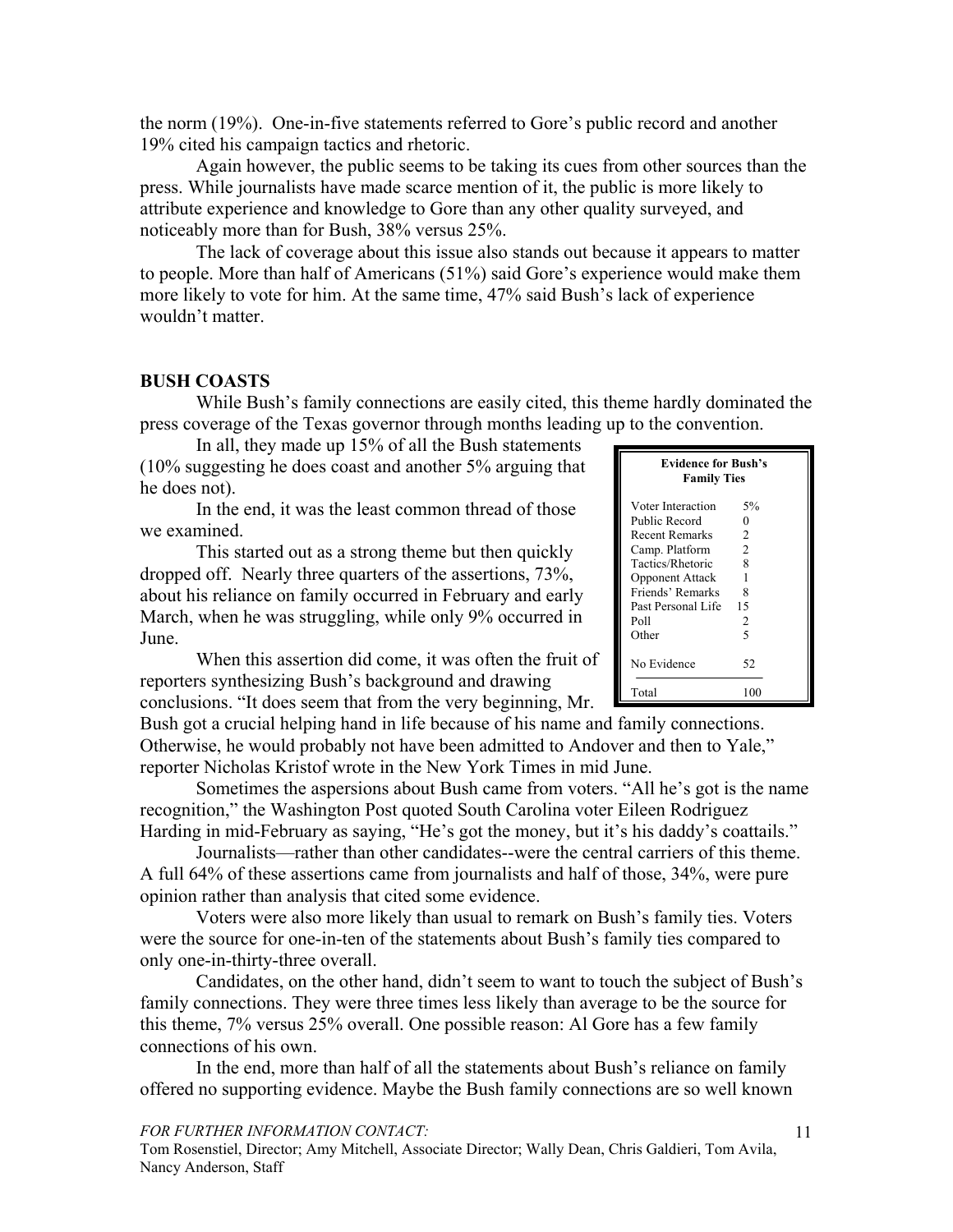the norm (19%). One-in-five statements referred to Gore's public record and another 19% cited his campaign tactics and rhetoric.

Again however, the public seems to be taking its cues from other sources than the press. While journalists have made scarce mention of it, the public is more likely to attribute experience and knowledge to Gore than any other quality surveyed, and noticeably more than for Bush, 38% versus 25%.

The lack of coverage about this issue also stands out because it appears to matter to people. More than half of Americans (51%) said Gore's experience would make them more likely to vote for him. At the same time, 47% said Bush's lack of experience wouldn't matter.

## BUSH COASTS

While Bush's family connections are easily cited, this theme hardly dominated the press coverage of the Texas governor through months leading up to the convention.

In all, they made up 15% of all the Bush statements (10% suggesting he does coast and another 5% arguing that he does not).

In the end, it was the least common thread of those we examined.

This started out as a strong theme but then quickly dropped off. Nearly three quarters of the assertions, 73%, about his reliance on family occurred in February and early March, when he was struggling, while only 9% occurred in June.

| Evidence for Bush's Family Ties | |
|---|---|
| Voter Interaction | 5% |
| Public Record | 0 |
| Recent Remarks | 2 |
| Camp. Platform | 2 |
| Tactics/Rhetoric | 8 |
| Opponent Attack | 1 |
| Friends' Remarks | 8 |
| Past Personal Life | 15 |
| Poll | 2 |
| Other | 5 |
| No Evidence | 52 |
| Total | 100 |

When this assertion did come, it was often the fruit of reporters synthesizing Bush's background and drawing conclusions. "It does seem that from the very beginning, Mr. Bush got a crucial helping hand in life because of his name and family connections. Otherwise, he would probably not have been admitted to Andover and then to Yale," reporter Nicholas Kristof wrote in the New York Times in mid June.

Sometimes the aspersions about Bush came from voters. "All he's got is the name recognition," the Washington Post quoted South Carolina voter Eileen Rodriguez Harding in mid-February as saying, "He's got the money, but it's his daddy's coattails."

Journalists—rather than other candidates--were the central carriers of this theme. A full 64% of these assertions came from journalists and half of those, 34%, were pure opinion rather than analysis that cited some evidence.

Voters were also more likely than usual to remark on Bush's family ties. Voters were the source for one-in-ten of the statements about Bush's family ties compared to only one-in-thirty-three overall.

Candidates, on the other hand, didn't seem to want to touch the subject of Bush's family connections. They were three times less likely than average to be the source for this theme, 7% versus 25% overall. One possible reason: Al Gore has a few family connections of his own.

In the end, more than half of all the statements about Bush's reliance on family offered no supporting evidence. Maybe the Bush family connections are so well known

*FOR FURTHER INFORMATION CONTACT:*
Tom Rosenstiel, Director; Amy Mitchell, Associate Director; Wally Dean, Chris Galdieri, Tom Avila, Nancy Anderson, Staff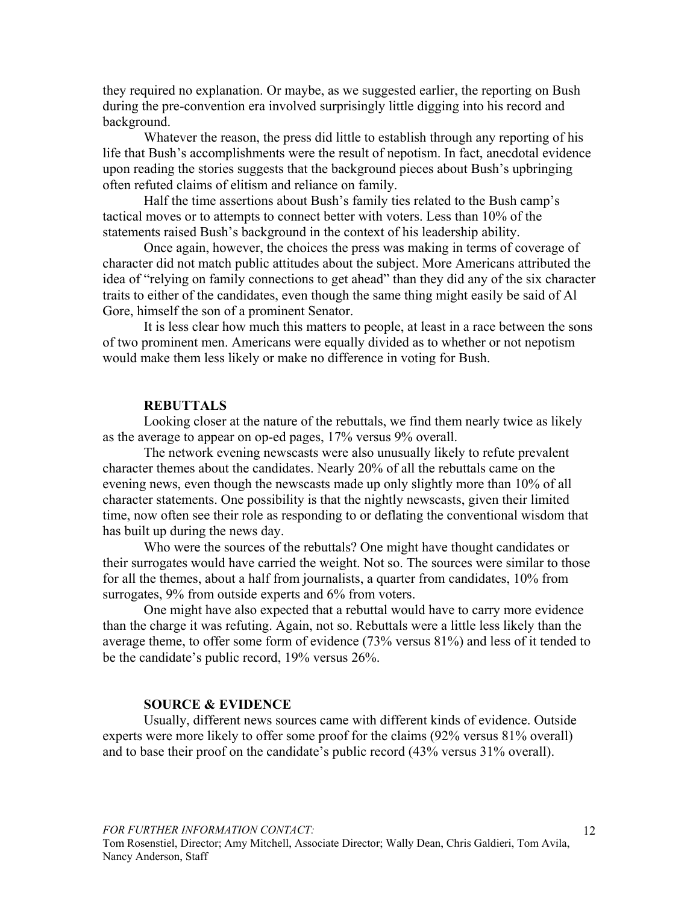they required no explanation. Or maybe, as we suggested earlier, the reporting on Bush during the pre-convention era involved surprisingly little digging into his record and background.

Whatever the reason, the press did little to establish through any reporting of his life that Bush's accomplishments were the result of nepotism. In fact, anecdotal evidence upon reading the stories suggests that the background pieces about Bush's upbringing often refuted claims of elitism and reliance on family.

Half the time assertions about Bush's family ties related to the Bush camp's tactical moves or to attempts to connect better with voters. Less than 10% of the statements raised Bush's background in the context of his leadership ability.

Once again, however, the choices the press was making in terms of coverage of character did not match public attitudes about the subject. More Americans attributed the idea of "relying on family connections to get ahead" than they did any of the six character traits to either of the candidates, even though the same thing might easily be said of Al Gore, himself the son of a prominent Senator.

It is less clear how much this matters to people, at least in a race between the sons of two prominent men. Americans were equally divided as to whether or not nepotism would make them less likely or make no difference in voting for Bush.

**REBUTTALS**

Looking closer at the nature of the rebuttals, we find them nearly twice as likely as the average to appear on op-ed pages, 17% versus 9% overall.

The network evening newscasts were also unusually likely to refute prevalent character themes about the candidates. Nearly 20% of all the rebuttals came on the evening news, even though the newscasts made up only slightly more than 10% of all character statements. One possibility is that the nightly newscasts, given their limited time, now often see their role as responding to or deflating the conventional wisdom that has built up during the news day.

Who were the sources of the rebuttals? One might have thought candidates or their surrogates would have carried the weight. Not so. The sources were similar to those for all the themes, about a half from journalists, a quarter from candidates, 10% from surrogates, 9% from outside experts and 6% from voters.

One might have also expected that a rebuttal would have to carry more evidence than the charge it was refuting. Again, not so. Rebuttals were a little less likely than the average theme, to offer some form of evidence (73% versus 81%) and less of it tended to be the candidate's public record, 19% versus 26%.

**SOURCE & EVIDENCE**

Usually, different news sources came with different kinds of evidence. Outside experts were more likely to offer some proof for the claims (92% versus 81% overall) and to base their proof on the candidate's public record (43% versus 31% overall).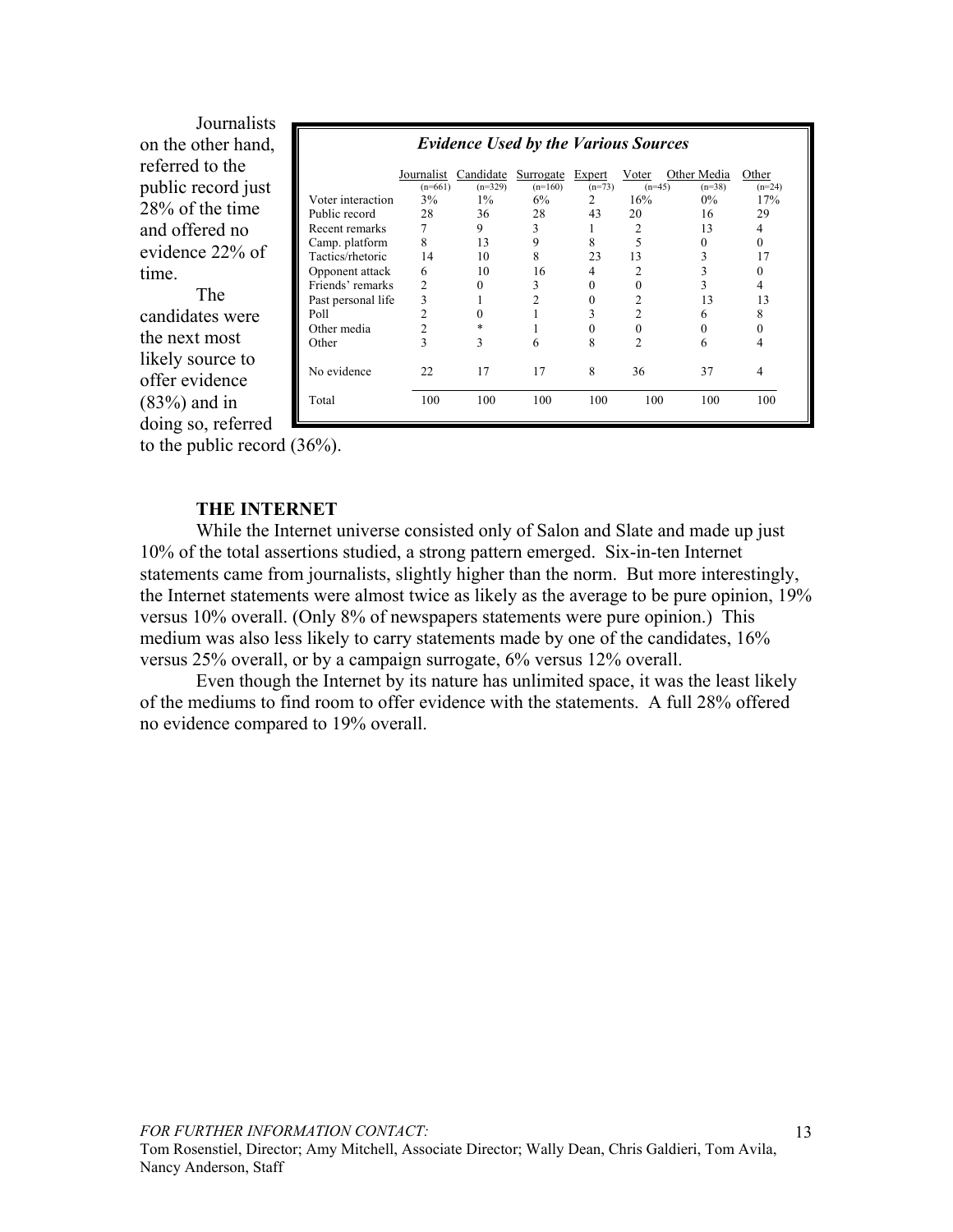Journalists on the other hand, referred to the public record just 28% of the time and offered no evidence 22% of time.

The candidates were the next most likely source to offer evidence (83%) and in doing so, referred to the public record (36%).

***Evidence Used by the Various Sources***

| | Journalist (n=661) | Candidate (n=329) | Surrogate (n=160) | Expert (n=73) | Voter (n=45) | Other Media (n=38) | Other (n=24) |
|---|---|---|---|---|---|---|---|
| Voter interaction | 3% | 1% | 6% | 2 | 16% | 0% | 17% |
| Public record | 28 | 36 | 28 | 43 | 20 | 16 | 29 |
| Recent remarks | 7 | 9 | 3 | 1 | 2 | 13 | 4 |
| Camp. platform | 8 | 13 | 9 | 8 | 5 | 0 | 0 |
| Tactics/rhetoric | 14 | 10 | 8 | 23 | 13 | 3 | 17 |
| Opponent attack | 6 | 10 | 16 | 4 | 2 | 3 | 0 |
| Friends' remarks | 2 | 0 | 3 | 0 | 0 | 3 | 4 |
| Past personal life | 3 | 1 | 2 | 0 | 2 | 13 | 13 |
| Poll | 2 | 0 | 1 | 3 | 2 | 6 | 8 |
| Other media | 2 | * | 1 | 0 | 0 | 0 | 0 |
| Other | 3 | 3 | 6 | 8 | 2 | 6 | 4 |
| No evidence | 22 | 17 | 17 | 8 | 36 | 37 | 4 |
| Total | 100 | 100 | 100 | 100 | 100 | 100 | 100 |

## THE INTERNET

While the Internet universe consisted only of Salon and Slate and made up just 10% of the total assertions studied, a strong pattern emerged. Six-in-ten Internet statements came from journalists, slightly higher than the norm. But more interestingly, the Internet statements were almost twice as likely as the average to be pure opinion, 19% versus 10% overall. (Only 8% of newspapers statements were pure opinion.) This medium was also less likely to carry statements made by one of the candidates, 16% versus 25% overall, or by a campaign surrogate, 6% versus 12% overall.

Even though the Internet by its nature has unlimited space, it was the least likely of the mediums to find room to offer evidence with the statements. A full 28% offered no evidence compared to 19% overall.

*FOR FURTHER INFORMATION CONTACT:*
Tom Rosenstiel, Director; Amy Mitchell, Associate Director; Wally Dean, Chris Galdieri, Tom Avila, Nancy Anderson, Staff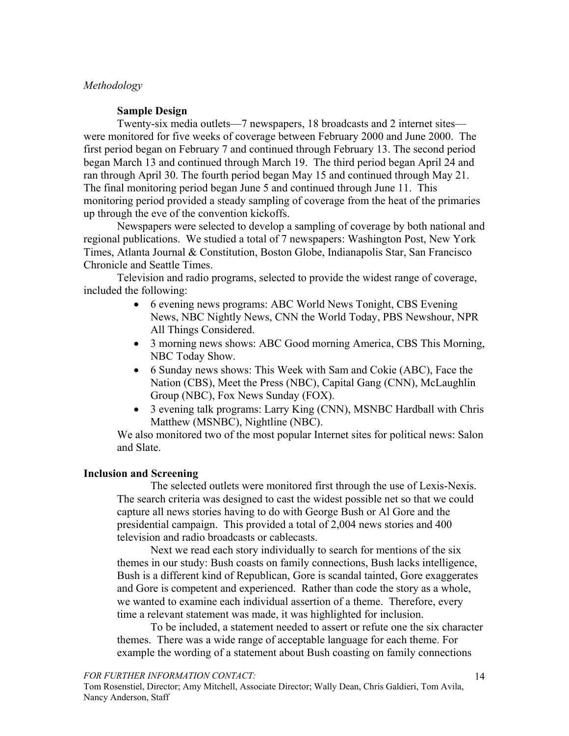*Methodology*

**Sample Design**

Twenty-six media outlets—7 newspapers, 18 broadcasts and 2 internet sites—were monitored for five weeks of coverage between February 2000 and June 2000. The first period began on February 7 and continued through February 13. The second period began March 13 and continued through March 19. The third period began April 24 and ran through April 30. The fourth period began May 15 and continued through May 21. The final monitoring period began June 5 and continued through June 11. This monitoring period provided a steady sampling of coverage from the heat of the primaries up through the eve of the convention kickoffs.

Newspapers were selected to develop a sampling of coverage by both national and regional publications. We studied a total of 7 newspapers: Washington Post, New York Times, Atlanta Journal & Constitution, Boston Globe, Indianapolis Star, San Francisco Chronicle and Seattle Times.

Television and radio programs, selected to provide the widest range of coverage, included the following:

- 6 evening news programs: ABC World News Tonight, CBS Evening News, NBC Nightly News, CNN the World Today, PBS Newshour, NPR All Things Considered.
- 3 morning news shows: ABC Good morning America, CBS This Morning, NBC Today Show.
- 6 Sunday news shows: This Week with Sam and Cokie (ABC), Face the Nation (CBS), Meet the Press (NBC), Capital Gang (CNN), McLaughlin Group (NBC), Fox News Sunday (FOX).
- 3 evening talk programs: Larry King (CNN), MSNBC Hardball with Chris Matthew (MSNBC), Nightline (NBC).

We also monitored two of the most popular Internet sites for political news: Salon and Slate.

**Inclusion and Screening**

The selected outlets were monitored first through the use of Lexis-Nexis. The search criteria was designed to cast the widest possible net so that we could capture all news stories having to do with George Bush or Al Gore and the presidential campaign. This provided a total of 2,004 news stories and 400 television and radio broadcasts or cablecasts.

Next we read each story individually to search for mentions of the six themes in our study: Bush coasts on family connections, Bush lacks intelligence, Bush is a different kind of Republican, Gore is scandal tainted, Gore exaggerates and Gore is competent and experienced. Rather than code the story as a whole, we wanted to examine each individual assertion of a theme. Therefore, every time a relevant statement was made, it was highlighted for inclusion.

To be included, a statement needed to assert or refute one the six character themes. There was a wide range of acceptable language for each theme. For example the wording of a statement about Bush coasting on family connections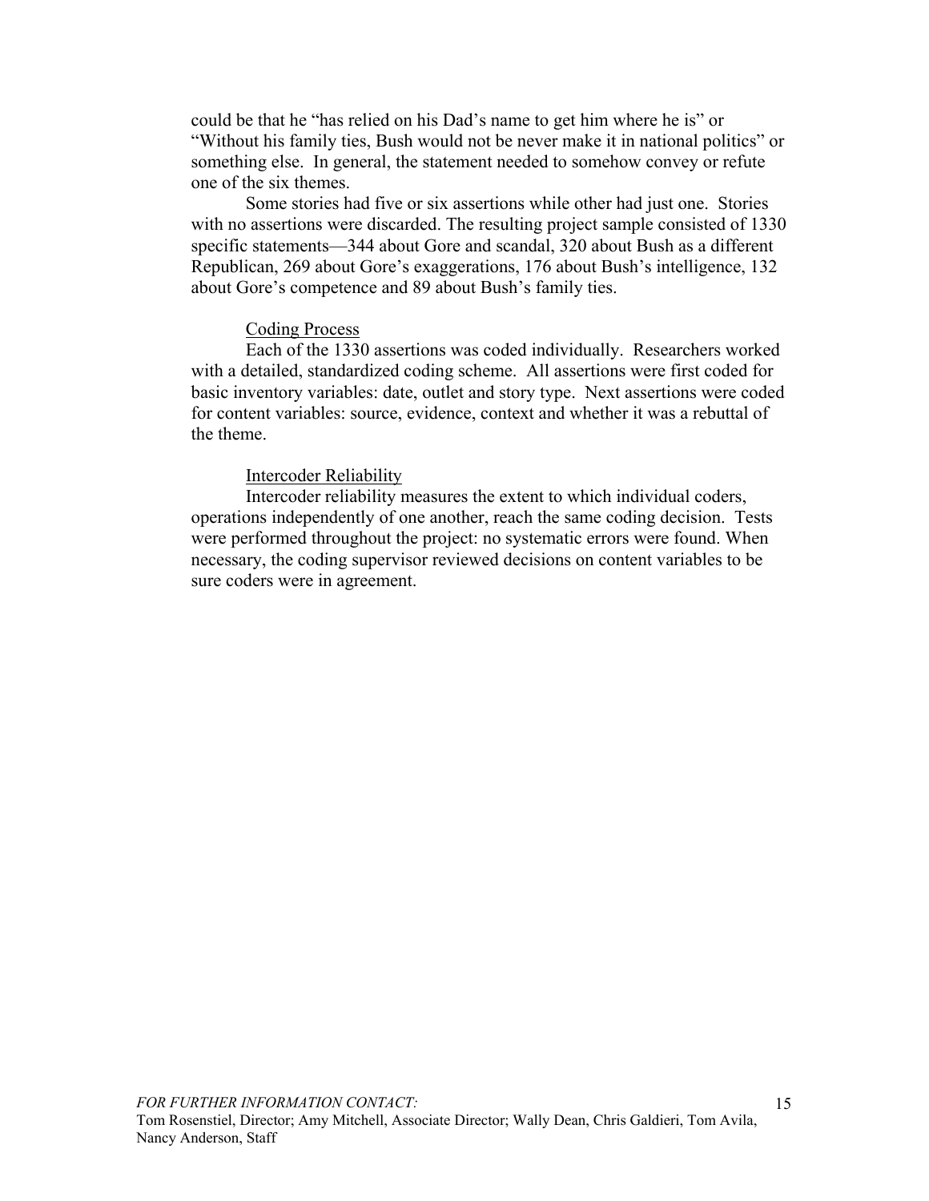could be that he "has relied on his Dad's name to get him where he is" or "Without his family ties, Bush would not be never make it in national politics" or something else. In general, the statement needed to somehow convey or refute one of the six themes.

Some stories had five or six assertions while other had just one. Stories with no assertions were discarded. The resulting project sample consisted of 1330 specific statements—344 about Gore and scandal, 320 about Bush as a different Republican, 269 about Gore's exaggerations, 176 about Bush's intelligence, 132 about Gore's competence and 89 about Bush's family ties.

### Coding Process

Each of the 1330 assertions was coded individually. Researchers worked with a detailed, standardized coding scheme. All assertions were first coded for basic inventory variables: date, outlet and story type. Next assertions were coded for content variables: source, evidence, context and whether it was a rebuttal of the theme.

### Intercoder Reliability

Intercoder reliability measures the extent to which individual coders, operations independently of one another, reach the same coding decision. Tests were performed throughout the project: no systematic errors were found. When necessary, the coding supervisor reviewed decisions on content variables to be sure coders were in agreement.

*FOR FURTHER INFORMATION CONTACT:*
Tom Rosenstiel, Director; Amy Mitchell, Associate Director; Wally Dean, Chris Galdieri, Tom Avila, Nancy Anderson, Staff